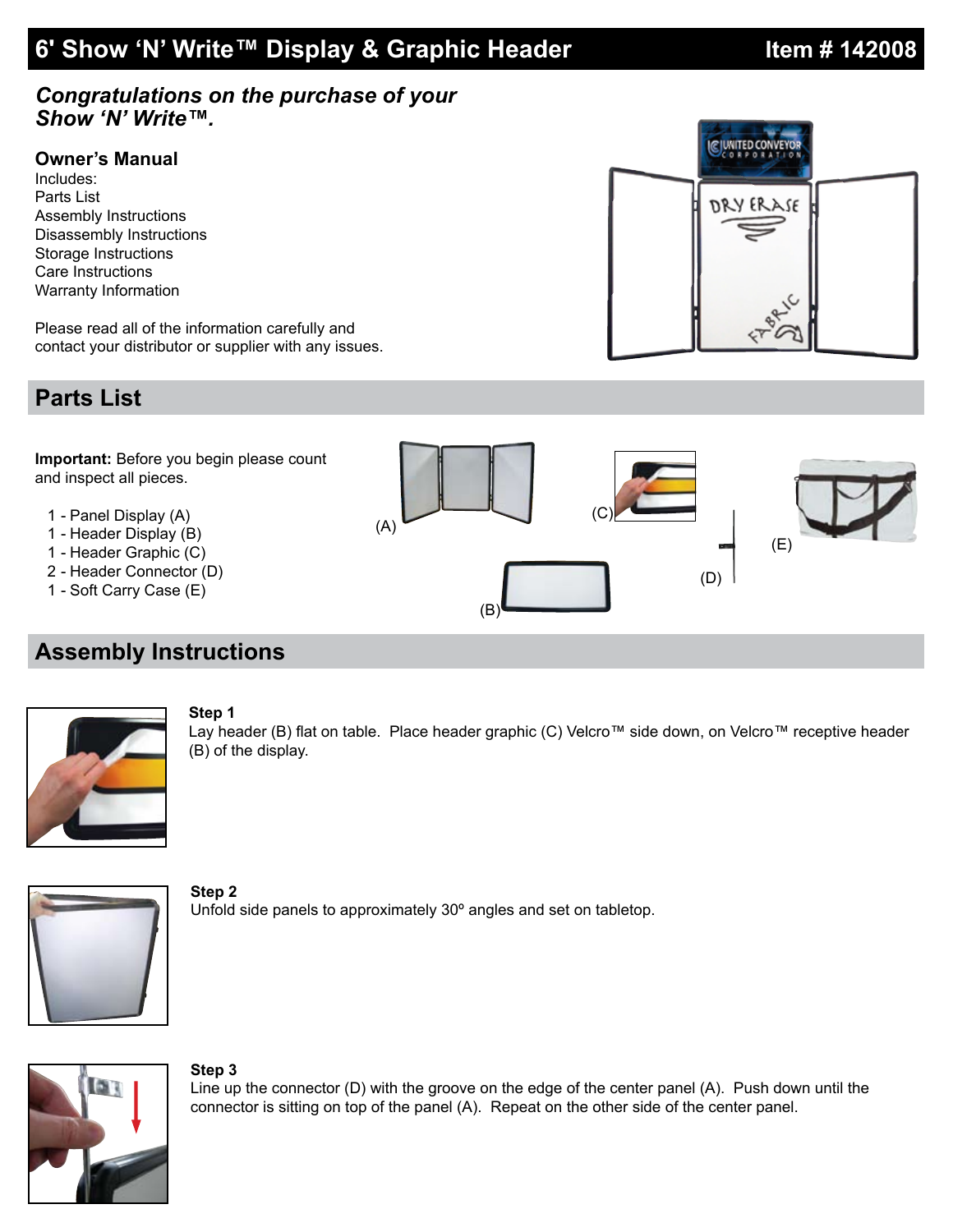# 6' Show 'N' Write™ Display & Graphic Header

**Item # 142008**

***Congratulations on the purchase of your Show 'N' Write™.***

### Owner's Manual

Includes:
Parts List
Assembly Instructions
Disassembly Instructions
Storage Instructions
Care Instructions
Warranty Information

Please read all of the information carefully and contact your distributor or supplier with any issues.

## Parts List

**Important:** Before you begin please count and inspect all pieces.

- 1 - Panel Display (A)
- 1 - Header Display (B)
- 1 - Header Graphic (C)
- 2 - Header Connector (D)
- 1 - Soft Carry Case (E)

## Assembly Instructions

**Step 1**
Lay header (B) flat on table. Place header graphic (C) Velcro™ side down, on Velcro™ receptive header (B) of the display.

**Step 2**
Unfold side panels to approximately 30º angles and set on tabletop.

**Step 3**
Line up the connector (D) with the groove on the edge of the center panel (A). Push down until the connector is sitting on top of the panel (A). Repeat on the other side of the center panel.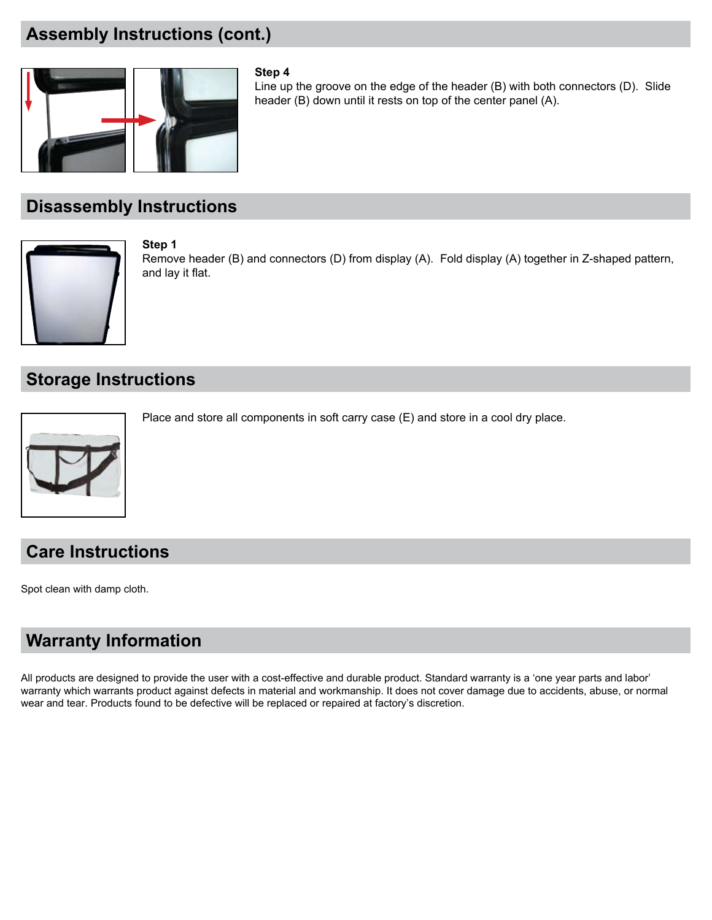## Assembly Instructions (cont.)

**Step 4**
Line up the groove on the edge of the header (B) with both connectors (D). Slide header (B) down until it rests on top of the center panel (A).

## Disassembly Instructions

**Step 1**
Remove header (B) and connectors (D) from display (A). Fold display (A) together in Z-shaped pattern, and lay it flat.

## Storage Instructions

Place and store all components in soft carry case (E) and store in a cool dry place.

## Care Instructions

Spot clean with damp cloth.

## Warranty Information

All products are designed to provide the user with a cost-effective and durable product. Standard warranty is a 'one year parts and labor' warranty which warrants product against defects in material and workmanship. It does not cover damage due to accidents, abuse, or normal wear and tear. Products found to be defective will be replaced or repaired at factory's discretion.